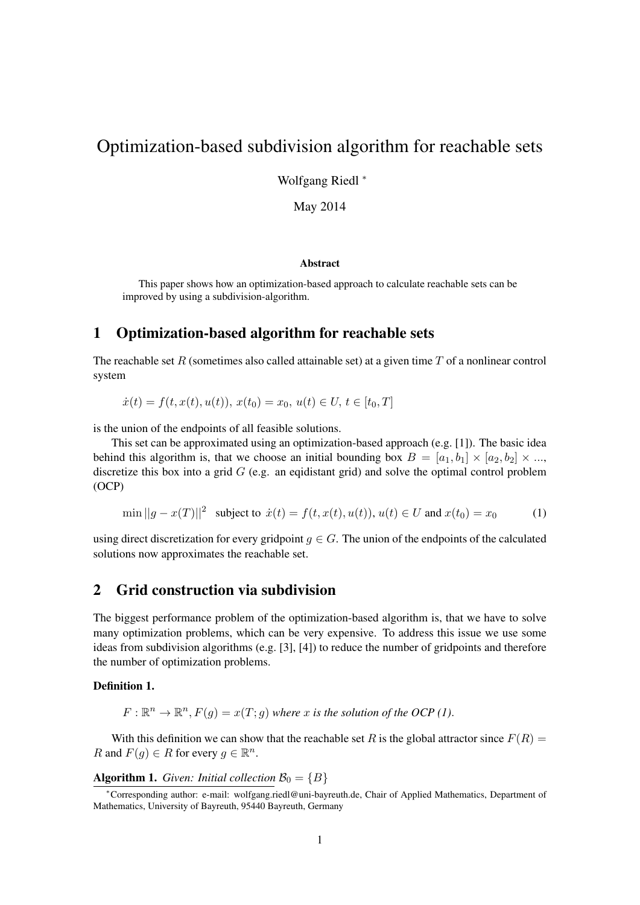# Optimization-based subdivision algorithm for reachable sets

Wolfgang Riedl [*]

May 2014

**Abstract**

This paper shows how an optimization-based approach to calculate reachable sets can be improved by using a subdivision-algorithm.

## 1 Optimization-based algorithm for reachable sets

The reachable set $R$ (sometimes also called attainable set) at a given time $T$ of a nonlinear control system

$$\dot{x}(t) = f(t, x(t), u(t)),\ x(t_0) = x_0,\ u(t) \in U,\ t \in [t_0, T]$$

is the union of the endpoints of all feasible solutions.

This set can be approximated using an optimization-based approach (e.g. [1]). The basic idea behind this algorithm is, that we choose an initial bounding box $B = [a_1, b_1] \times [a_2, b_2] \times ...$, discretize this box into a grid $G$ (e.g. an eqidistant grid) and solve the optimal control problem (OCP)

$$\min ||g - x(T)||^2 \quad \text{subject to } \dot{x}(t) = f(t, x(t), u(t)),\ u(t) \in U \text{ and } x(t_0) = x_0 \tag{1}$$

using direct discretization for every gridpoint $g \in G$. The union of the endpoints of the calculated solutions now approximates the reachable set.

## 2 Grid construction via subdivision

The biggest performance problem of the optimization-based algorithm is, that we have to solve many optimization problems, which can be very expensive. To address this issue we use some ideas from subdivision algorithms (e.g. [3], [4]) to reduce the number of gridpoints and therefore the number of optimization problems.

**Definition 1.**

$$F : \mathbb{R}^n \to \mathbb{R}^n, F(g) = x(T; g) \text{ where } x \text{ is the solution of the OCP (1).}$$

With this definition we can show that the reachable set $R$ is the global attractor since $F(R) = R$ and $F(g) \in R$ for every $g \in \mathbb{R}^n$.

**Algorithm 1.** *Given: Initial collection* $\mathcal{B}_0 = \{B\}$

[*] Corresponding author: e-mail: wolfgang.riedl@uni-bayreuth.de, Chair of Applied Mathematics, Department of Mathematics, University of Bayreuth, 95440 Bayreuth, Germany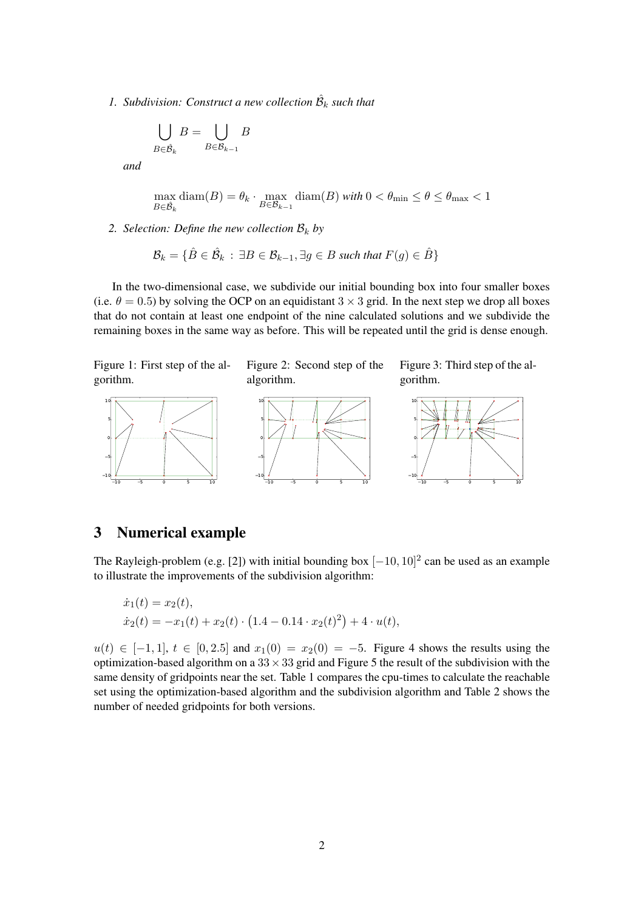1. *Subdivision: Construct a new collection* $\hat{\mathcal{B}}_k$ *such that*

$$\bigcup_{B \in \hat{\mathcal{B}}_k} B = \bigcup_{B \in \mathcal{B}_{k-1}} B$$

*and*

$$\max_{B \in \hat{\mathcal{B}}_k} \operatorname{diam}(B) = \theta_k \cdot \max_{B \in \mathcal{B}_{k-1}} \operatorname{diam}(B) \textit{ with } 0 < \theta_{\min} \leq \theta \leq \theta_{\max} < 1$$

2. *Selection: Define the new collection* $\mathcal{B}_k$ *by*

$$\mathcal{B}_k = \{\hat{B} \in \hat{\mathcal{B}}_k \, : \, \exists B \in \mathcal{B}_{k-1}, \exists g \in B \textit{ such that } F(g) \in \hat{B}\}$$

In the two-dimensional case, we subdivide our initial bounding box into four smaller boxes (i.e. $\theta = 0.5$) by solving the OCP on an equidistant $3 \times 3$ grid. In the next step we drop all boxes that do not contain at least one endpoint of the nine calculated solutions and we subdivide the remaining boxes in the same way as before. This will be repeated until the grid is dense enough.

Figure 1: First step of the algorithm.

Figure 2: Second step of the algorithm.

Figure 3: Third step of the algorithm.

## 3 Numerical example

The Rayleigh-problem (e.g. [2]) with initial bounding box $[-10, 10]^2$ can be used as an example to illustrate the improvements of the subdivision algorithm:

$$\begin{aligned}
\dot{x}_1(t) &= x_2(t), \\
\dot{x}_2(t) &= -x_1(t) + x_2(t) \cdot \left(1.4 - 0.14 \cdot x_2(t)^2\right) + 4 \cdot u(t),
\end{aligned}$$

$u(t) \in [-1, 1]$, $t \in [0, 2.5]$ and $x_1(0) = x_2(0) = -5$. Figure 4 shows the results using the optimization-based algorithm on a $33 \times 33$ grid and Figure 5 the result of the subdivision with the same density of gridpoints near the set. Table 1 compares the cpu-times to calculate the reachable set using the optimization-based algorithm and the subdivision algorithm and Table 2 shows the number of needed gridpoints for both versions.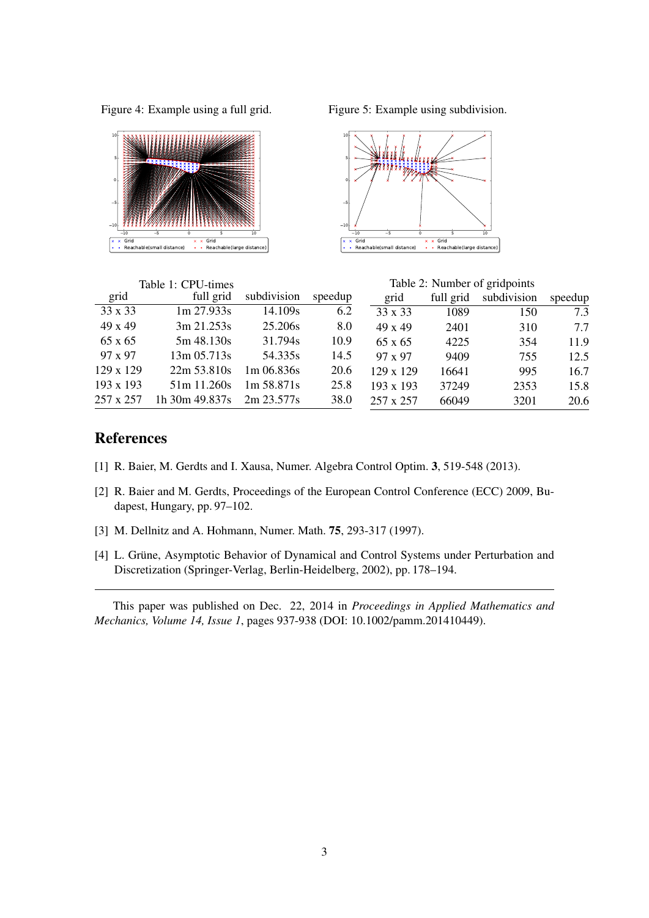Figure 4: Example using a full grid.

10
5
0
−5
−10
−10 −5 0 5 10
Grid Grid
Reachable(small distance) Reachable(large distance)

Figure 5: Example using subdivision.

10
5
0
−5
−10
−10 −5 0 5 10
Grid Grid
Reachable(small distance) Reachable(large distance)

Table 1: CPU-times

| grid | full grid | subdivision | speedup |
|---|---|---|---|
| 33 x 33 | 1m 27.933s | 14.109s | 6.2 |
| 49 x 49 | 3m 21.253s | 25.206s | 8.0 |
| 65 x 65 | 5m 48.130s | 31.794s | 10.9 |
| 97 x 97 | 13m 05.713s | 54.335s | 14.5 |
| 129 x 129 | 22m 53.810s | 1m 06.836s | 20.6 |
| 193 x 193 | 51m 11.260s | 1m 58.871s | 25.8 |
| 257 x 257 | 1h 30m 49.837s | 2m 23.577s | 38.0 |

Table 2: Number of gridpoints

| grid | full grid | subdivision | speedup |
|---|---|---|---|
| 33 x 33 | 1089 | 150 | 7.3 |
| 49 x 49 | 2401 | 310 | 7.7 |
| 65 x 65 | 4225 | 354 | 11.9 |
| 97 x 97 | 9409 | 755 | 12.5 |
| 129 x 129 | 16641 | 995 | 16.7 |
| 193 x 193 | 37249 | 2353 | 15.8 |
| 257 x 257 | 66049 | 3201 | 20.6 |

## References

[1] R. Baier, M. Gerdts and I. Xausa, Numer. Algebra Control Optim. **3**, 519-548 (2013).

[2] R. Baier and M. Gerdts, Proceedings of the European Control Conference (ECC) 2009, Budapest, Hungary, pp. 97–102.

[3] M. Dellnitz and A. Hohmann, Numer. Math. **75**, 293-317 (1997).

[4] L. Grüne, Asymptotic Behavior of Dynamical and Control Systems under Perturbation and Discretization (Springer-Verlag, Berlin-Heidelberg, 2002), pp. 178–194.

---

This paper was published on Dec. 22, 2014 in *Proceedings in Applied Mathematics and Mechanics, Volume 14, Issue 1*, pages 937-938 (DOI: 10.1002/pamm.201410449).